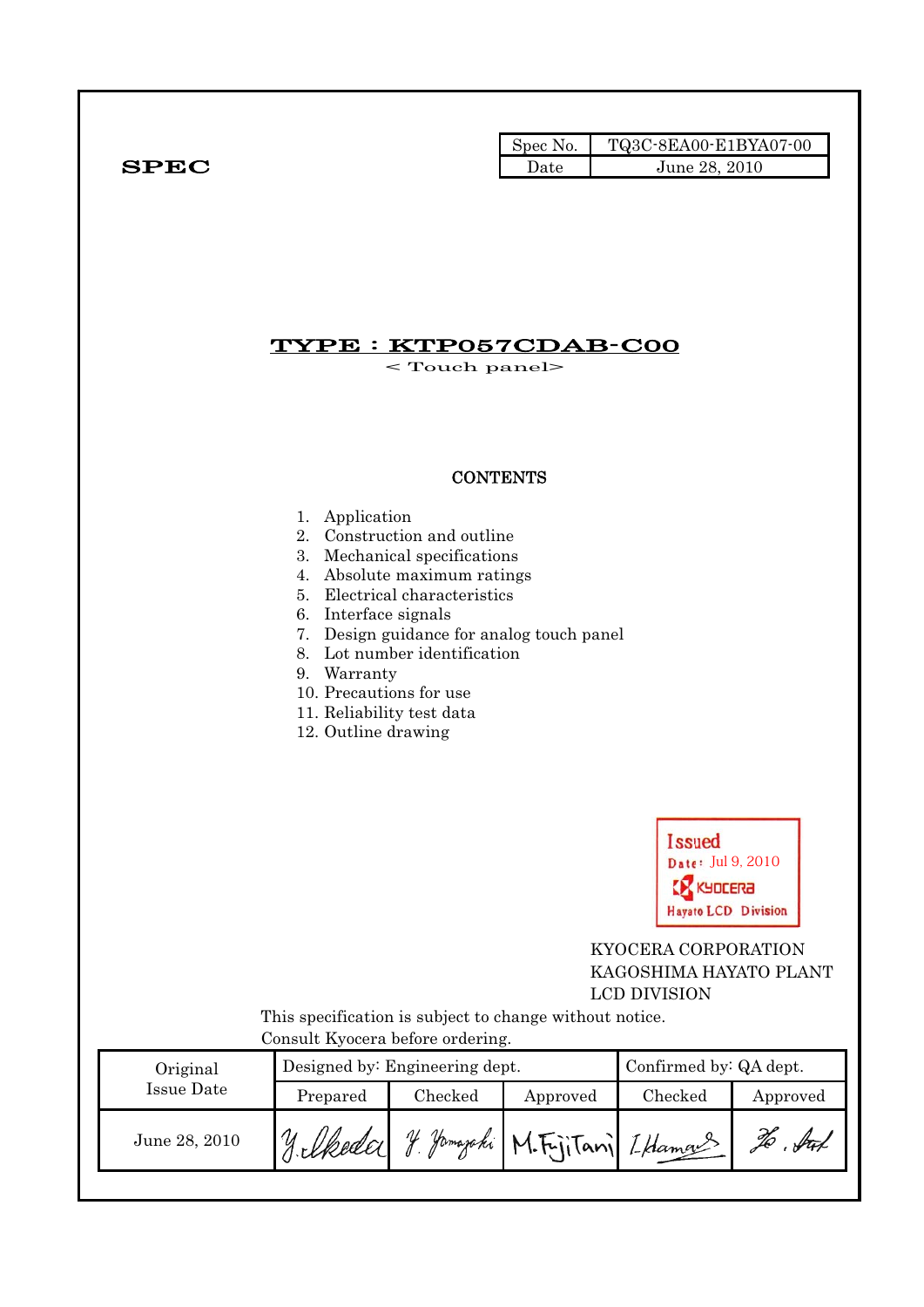**SPEC**

| Spec No. | TQ3C-8EA00-E1BYA07-00 |
|---|---|
| Date | June 28, 2010 |

# TYPE : KTP057CDAB-C00

< Touch panel>

## CONTENTS

1. Application
2. Construction and outline
3. Mechanical specifications
4. Absolute maximum ratings
5. Electrical characteristics
6. Interface signals
7. Design guidance for analog touch panel
8. Lot number identification
9. Warranty
10. Precautions for use
11. Reliability test data
12. Outline drawing

Issued
Date: Jul 9, 2010
KYOCERA
Hayato LCD Division

KYOCERA CORPORATION
KAGOSHIMA HAYATO PLANT
LCD DIVISION

This specification is subject to change without notice.
Consult Kyocera before ordering.

| Original Issue Date | Designed by: Engineering dept. | | | Confirmed by: QA dept. | |
|---|---|---|---|---|---|
| | Prepared | Checked | Approved | Checked | Approved |
| June 28, 2010 | Y. Ikeda | Y. Yamazaki | M. FujiTani | I. Hamano | Ko. Sato |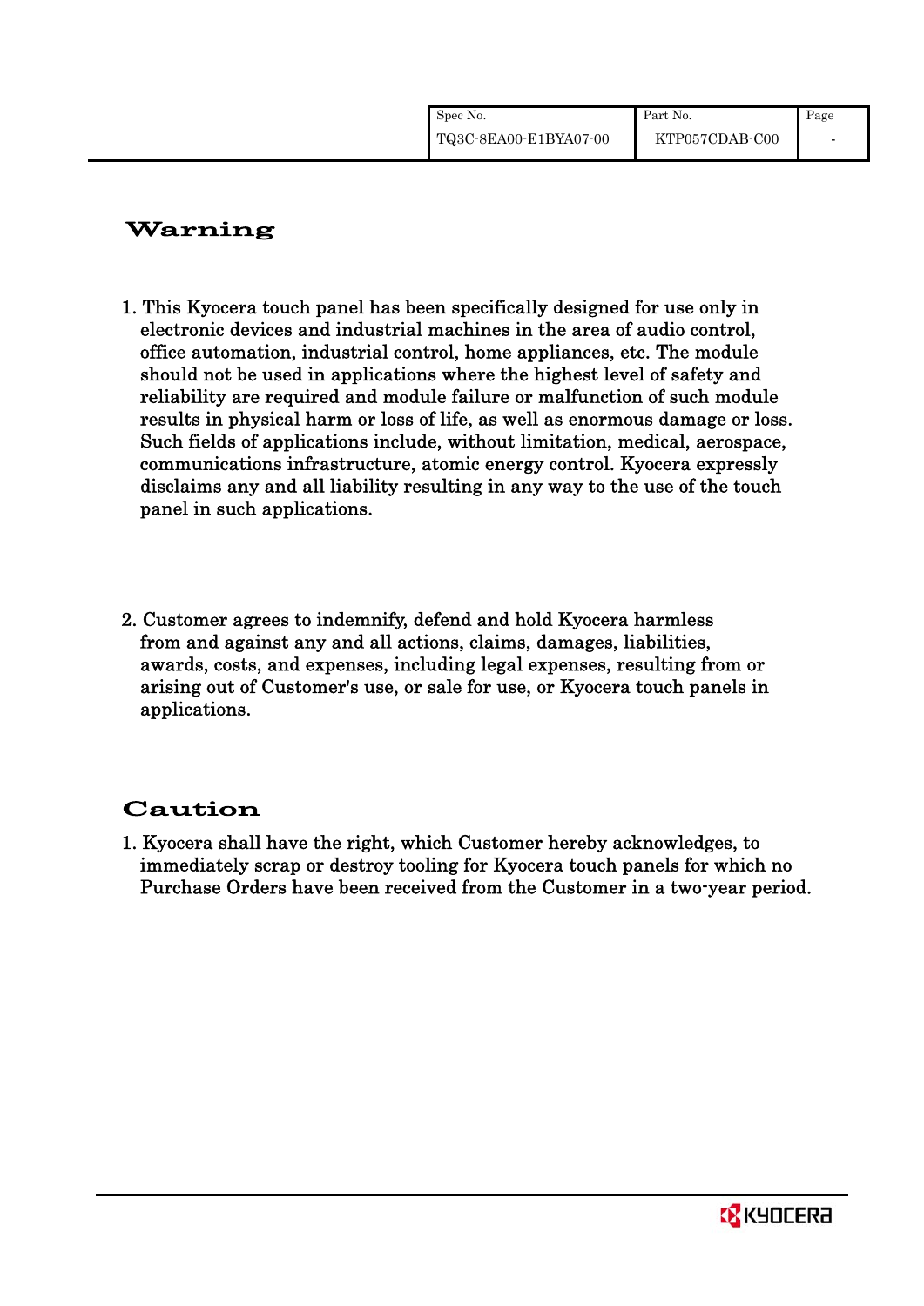## Warning

1. This Kyocera touch panel has been specifically designed for use only in electronic devices and industrial machines in the area of audio control, office automation, industrial control, home appliances, etc. The module should not be used in applications where the highest level of safety and reliability are required and module failure or malfunction of such module results in physical harm or loss of life, as well as enormous damage or loss. Such fields of applications include, without limitation, medical, aerospace, communications infrastructure, atomic energy control. Kyocera expressly disclaims any and all liability resulting in any way to the use of the touch panel in such applications.

2. Customer agrees to indemnify, defend and hold Kyocera harmless from and against any and all actions, claims, damages, liabilities, awards, costs, and expenses, including legal expenses, resulting from or arising out of Customer's use, or sale for use, or Kyocera touch panels in applications.

## Caution

1. Kyocera shall have the right, which Customer hereby acknowledges, to immediately scrap or destroy tooling for Kyocera touch panels for which no Purchase Orders have been received from the Customer in a two-year period.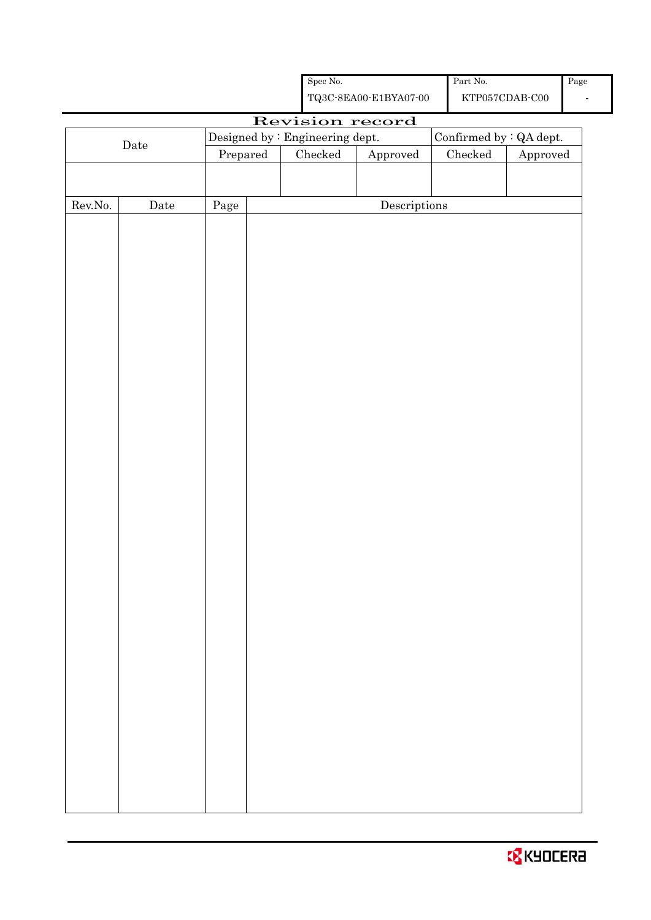| Spec No. | Part No. | Page |
|---|---|---|
| TQ3C-8EA00-E1BYA07-00 | KTP057CDAB-C00 | - |

# Revision record

| Date | Designed by : Engineering dept. | | | Confirmed by : QA dept. | |
|---|---|---|---|---|---|
| | Prepared | Checked | Approved | Checked | Approved |
| | | | | | |

| Rev.No. | Date | Page | Descriptions |
|---|---|---|---|
| | | | |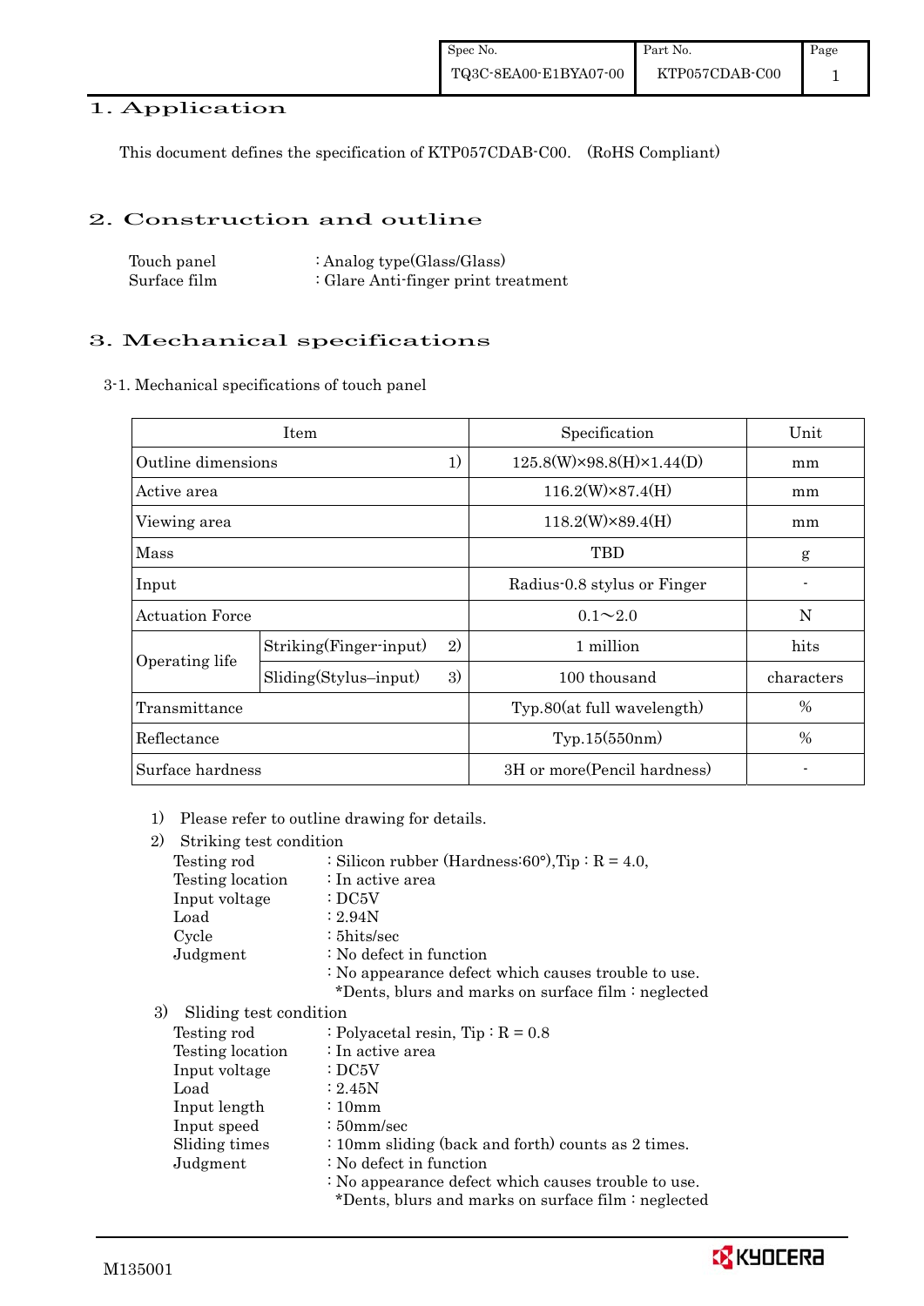# 1. Application

This document defines the specification of KTP057CDAB-C00. (RoHS Compliant)

# 2. Construction and outline

| | |
|---|---|
| Touch panel | : Analog type(Glass/Glass) |
| Surface film | : Glare Anti-finger print treatment |

# 3. Mechanical specifications

3-1. Mechanical specifications of touch panel

| Item | | | Specification | Unit |
|---|---|---|---|---|
| Outline dimensions | | 1) | 125.8(W)×98.8(H)×1.44(D) | mm |
| Active area | | | 116.2(W)×87.4(H) | mm |
| Viewing area | | | 118.2(W)×89.4(H) | mm |
| Mass | | | TBD | g |
| Input | | | Radius-0.8 stylus or Finger | - |
| Actuation Force | | | 0.1～2.0 | N |
| Operating life | Striking(Finger-input) | 2) | 1 million | hits |
| | Sliding(Stylus–input) | 3) | 100 thousand | characters |
| Transmittance | | | Typ.80(at full wavelength) | % |
| Reflectance | | | Typ.15(550nm) | % |
| Surface hardness | | | 3H or more(Pencil hardness) | - |

1) Please refer to outline drawing for details.

2) Striking test condition

| | |
|---|---|
| Testing rod | : Silicon rubber (Hardness:60°),Tip : R = 4.0, |
| Testing location | : In active area |
| Input voltage | : DC5V |
| Load | : 2.94N |
| Cycle | : 5hits/sec |
| Judgment | : No defect in function |
| | : No appearance defect which causes trouble to use. |
| | *Dents, blurs and marks on surface film : neglected |

3) Sliding test condition

| | |
|---|---|
| Testing rod | : Polyacetal resin, Tip : R = 0.8 |
| Testing location | : In active area |
| Input voltage | : DC5V |
| Load | : 2.45N |
| Input length | : 10mm |
| Input speed | : 50mm/sec |
| Sliding times | : 10mm sliding (back and forth) counts as 2 times. |
| Judgment | : No defect in function |
| | : No appearance defect which causes trouble to use. |
| | *Dents, blurs and marks on surface film : neglected |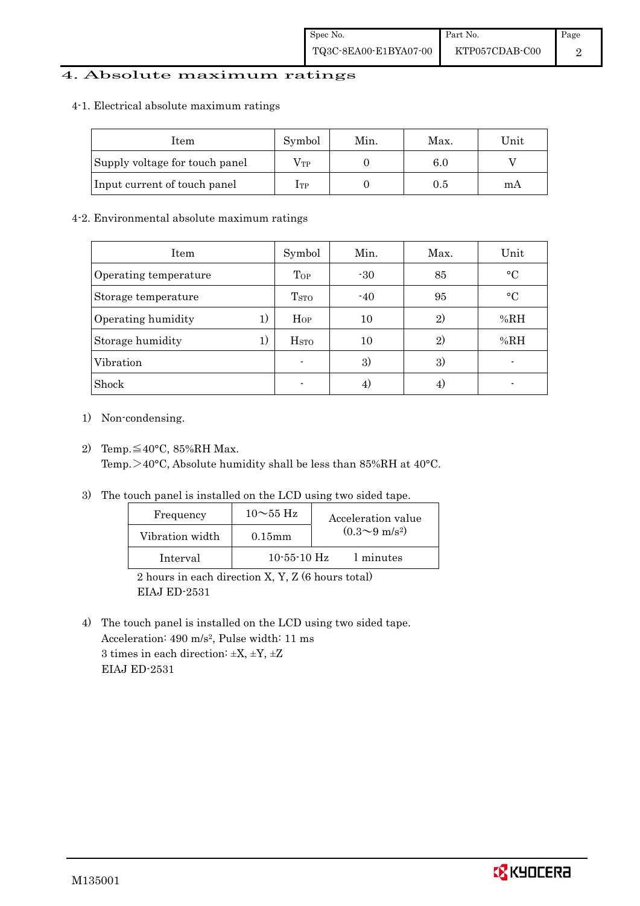# 4. Absolute maximum ratings

4-1. Electrical absolute maximum ratings

| Item | Symbol | Min. | Max. | Unit |
|---|---|---|---|---|
| Supply voltage for touch panel | $V_{TP}$ | 0 | 6.0 | V |
| Input current of touch panel | $I_{TP}$ | 0 | 0.5 | mA |

4-2. Environmental absolute maximum ratings

| Item | Symbol | Min. | Max. | Unit |
|---|---|---|---|---|
| Operating temperature | $T_{OP}$ | -30 | 85 | °C |
| Storage temperature | $T_{STO}$ | -40 | 95 | °C |
| Operating humidity 1) | $H_{OP}$ | 10 | 2) | %RH |
| Storage humidity 1) | $H_{STO}$ | 10 | 2) | %RH |
| Vibration | - | 3) | 3) | - |
| Shock | - | 4) | 4) | - |

1) Non-condensing.

2) Temp.≦40°C, 85%RH Max.
   Temp.＞40°C, Absolute humidity shall be less than 85%RH at 40°C.

3) The touch panel is installed on the LCD using two sided tape.

| Frequency | 10～55 Hz | Acceleration value ($0.3$～$9\ m/s^2$) |
|---|---|---|
| Vibration width | 0.15mm | |
| Interval | 10-55-10 Hz 1 minutes | |

   2 hours in each direction X, Y, Z (6 hours total)
   EIAJ ED-2531

4) The touch panel is installed on the LCD using two sided tape.
   Acceleration: 490 $m/s^2$, Pulse width: 11 ms
   3 times in each direction: ±X, ±Y, ±Z
   EIAJ ED-2531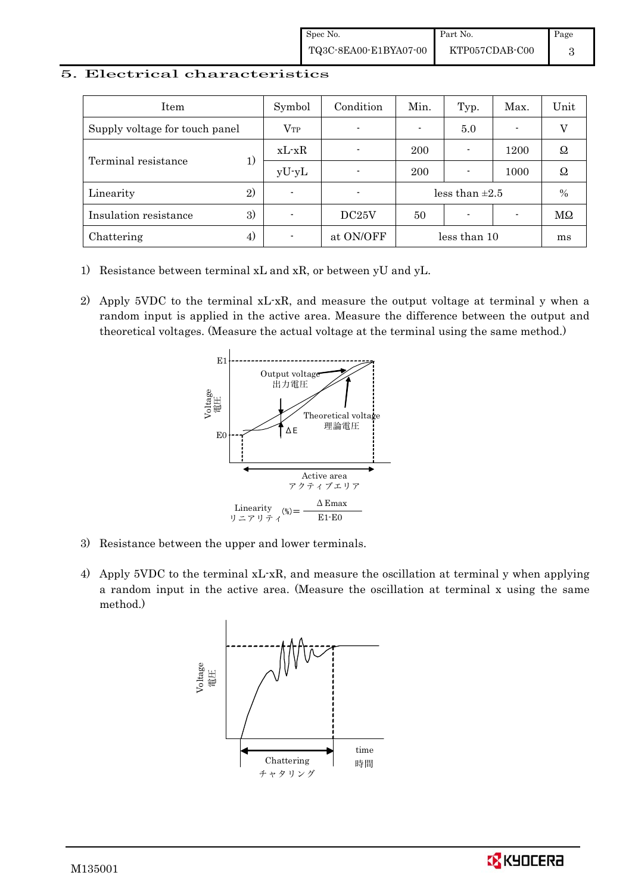## 5. Electrical characteristics

| Item | | Symbol | Condition | Min. | Typ. | Max. | Unit |
|---|---|---|---|---|---|---|---|
| Supply voltage for touch panel | | $V_{TP}$ | - | - | 5.0 | - | V |
| Terminal resistance | 1) | xL-xR | - | 200 | - | 1200 | Ω |
| | | yU-yL | - | 200 | - | 1000 | Ω |
| Linearity | 2) | - | - | less than ±2.5 | | | % |
| Insulation resistance | 3) | - | DC25V | 50 | - | - | MΩ |
| Chattering | 4) | - | at ON/OFF | less than 10 | | | ms |

1) Resistance between terminal xL and xR, or between yU and yL.

2) Apply 5VDC to the terminal xL-xR, and measure the output voltage at terminal y when a random input is applied in the active area. Measure the difference between the output and theoretical voltages. (Measure the actual voltage at the terminal using the same method.)

E1, E0, Voltage 電圧, Output voltage 出力電圧, Theoretical voltage 理論電圧, ΔE, Active area アクティブエリア

$$\text{Linearity (\%)} = \frac{\Delta E_{max}}{E1 - E0}$$

リニアリティ

3) Resistance between the upper and lower terminals.

4) Apply 5VDC to the terminal xL-xR, and measure the oscillation at terminal y when applying a random input in the active area. (Measure the oscillation at terminal x using the same method.)

Voltage 電圧, time 時間, Chattering チャタリング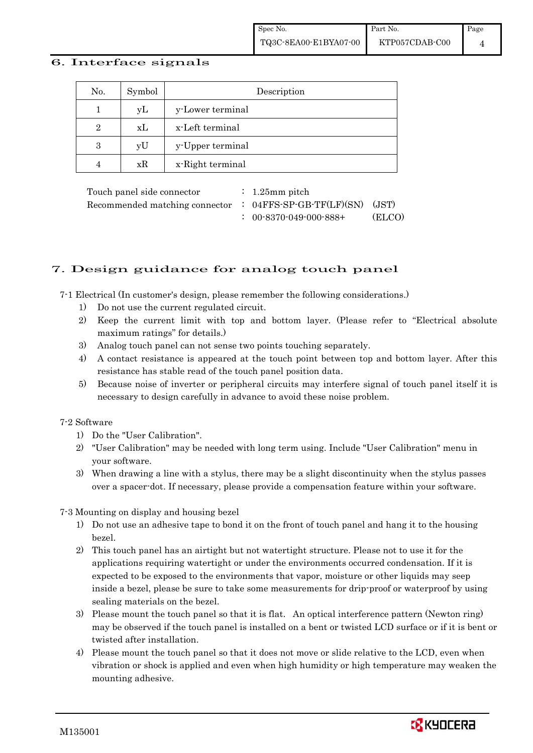## 6. Interface signals

| No. | Symbol | Description |
|---|---|---|
| 1 | yL | y-Lower terminal |
| 2 | xL | x-Left terminal |
| 3 | yU | y-Upper terminal |
| 4 | xR | x-Right terminal |

Touch panel side connector : 1.25mm pitch
Recommended matching connector : 04FFS-SP-GB-TF(LF)(SN) (JST)
: 00-8370-049-000-888+ (ELCO)

## 7. Design guidance for analog touch panel

7-1 Electrical (In customer's design, please remember the following considerations.)

1) Do not use the current regulated circuit.
2) Keep the current limit with top and bottom layer. (Please refer to "Electrical absolute maximum ratings" for details.)
3) Analog touch panel can not sense two points touching separately.
4) A contact resistance is appeared at the touch point between top and bottom layer. After this resistance has stable read of the touch panel position data.
5) Because noise of inverter or peripheral circuits may interfere signal of touch panel itself it is necessary to design carefully in advance to avoid these noise problem.

7-2 Software

1) Do the "User Calibration".
2) "User Calibration" may be needed with long term using. Include "User Calibration" menu in your software.
3) When drawing a line with a stylus, there may be a slight discontinuity when the stylus passes over a spacer-dot. If necessary, please provide a compensation feature within your software.

7-3 Mounting on display and housing bezel

1) Do not use an adhesive tape to bond it on the front of touch panel and hang it to the housing bezel.
2) This touch panel has an airtight but not watertight structure. Please not to use it for the applications requiring watertight or under the environments occurred condensation. If it is expected to be exposed to the environments that vapor, moisture or other liquids may seep inside a bezel, please be sure to take some measurements for drip-proof or waterproof by using sealing materials on the bezel.
3) Please mount the touch panel so that it is flat. An optical interference pattern (Newton ring) may be observed if the touch panel is installed on a bent or twisted LCD surface or if it is bent or twisted after installation.
4) Please mount the touch panel so that it does not move or slide relative to the LCD, even when vibration or shock is applied and even when high humidity or high temperature may weaken the mounting adhesive.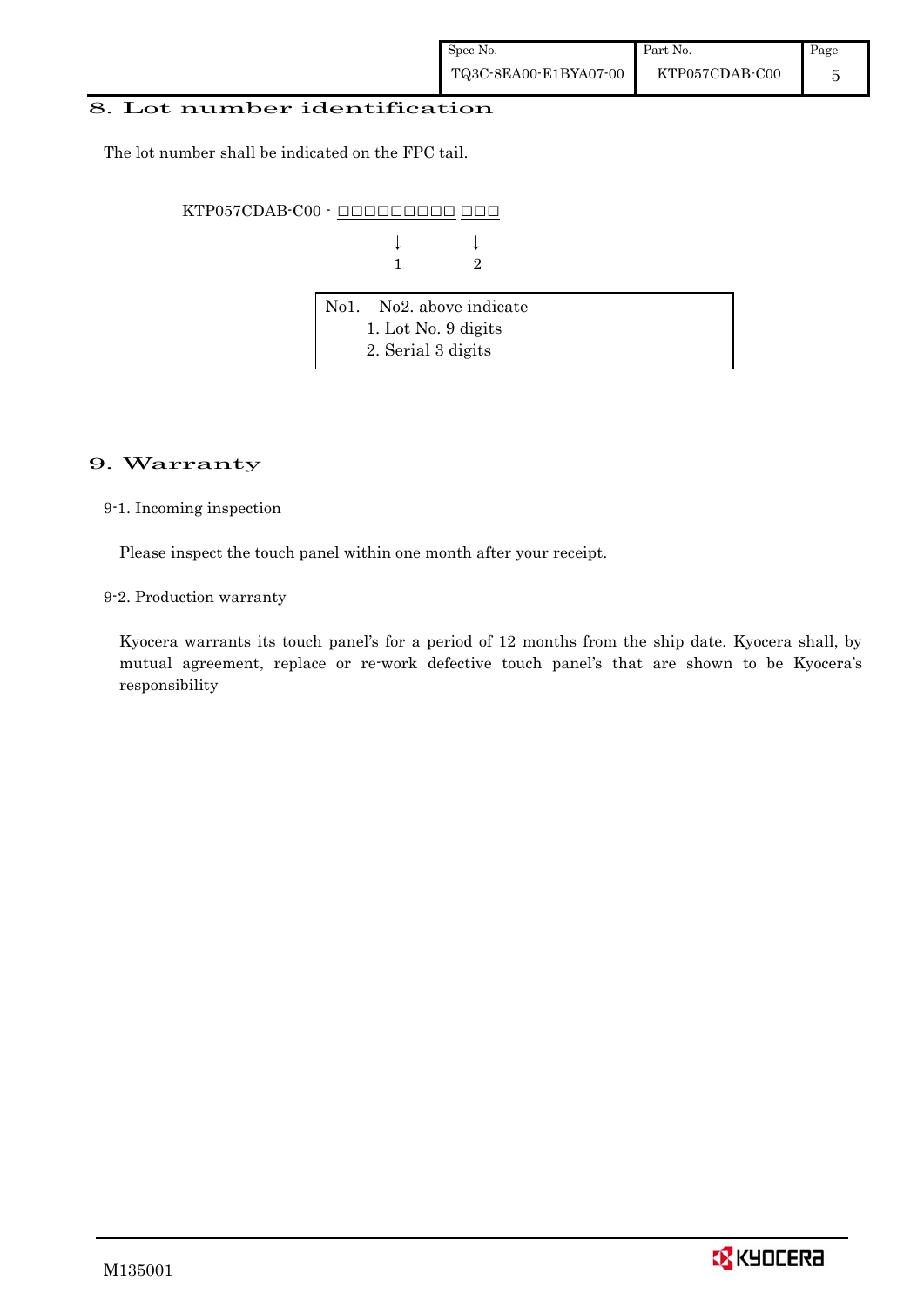## 8. Lot number identification

The lot number shall be indicated on the FPC tail.

```
KTP057CDAB-C00 - □□□□□□□□□ □□□
                     ↓         ↓
                     1         2
```

| No1. – No2. above indicate |
|---|
| 1. Lot No. 9 digits |
| 2. Serial 3 digits |

## 9. Warranty

### 9-1. Incoming inspection

Please inspect the touch panel within one month after your receipt.

### 9-2. Production warranty

Kyocera warrants its touch panel's for a period of 12 months from the ship date. Kyocera shall, by mutual agreement, replace or re-work defective touch panel's that are shown to be Kyocera's responsibility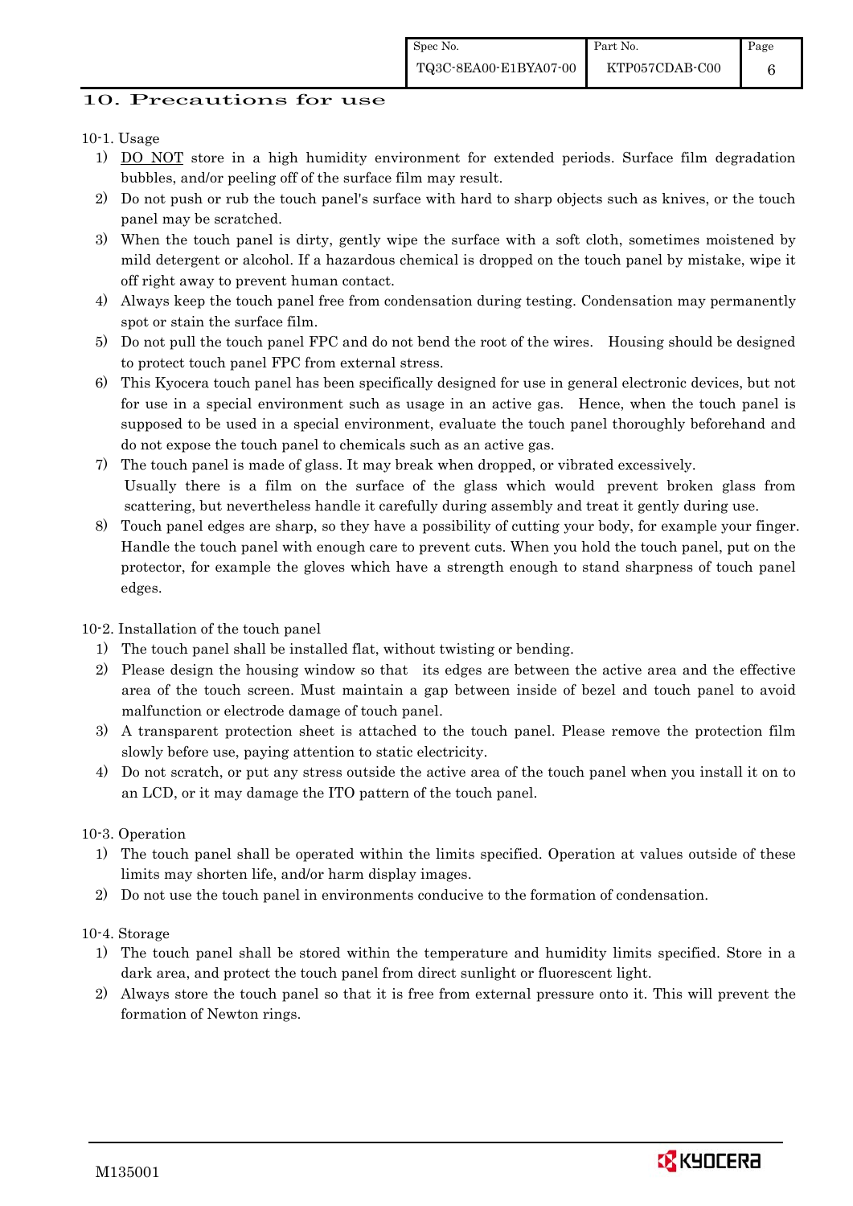## 10. Precautions for use

10-1. Usage

1) DO NOT store in a high humidity environment for extended periods. Surface film degradation bubbles, and/or peeling off of the surface film may result.
2) Do not push or rub the touch panel's surface with hard to sharp objects such as knives, or the touch panel may be scratched.
3) When the touch panel is dirty, gently wipe the surface with a soft cloth, sometimes moistened by mild detergent or alcohol. If a hazardous chemical is dropped on the touch panel by mistake, wipe it off right away to prevent human contact.
4) Always keep the touch panel free from condensation during testing. Condensation may permanently spot or stain the surface film.
5) Do not pull the touch panel FPC and do not bend the root of the wires. Housing should be designed to protect touch panel FPC from external stress.
6) This Kyocera touch panel has been specifically designed for use in general electronic devices, but not for use in a special environment such as usage in an active gas. Hence, when the touch panel is supposed to be used in a special environment, evaluate the touch panel thoroughly beforehand and do not expose the touch panel to chemicals such as an active gas.
7) The touch panel is made of glass. It may break when dropped, or vibrated excessively.
   Usually there is a film on the surface of the glass which would prevent broken glass from scattering, but nevertheless handle it carefully during assembly and treat it gently during use.
8) Touch panel edges are sharp, so they have a possibility of cutting your body, for example your finger. Handle the touch panel with enough care to prevent cuts. When you hold the touch panel, put on the protector, for example the gloves which have a strength enough to stand sharpness of touch panel edges.

10-2. Installation of the touch panel

1) The touch panel shall be installed flat, without twisting or bending.
2) Please design the housing window so that its edges are between the active area and the effective area of the touch screen. Must maintain a gap between inside of bezel and touch panel to avoid malfunction or electrode damage of touch panel.
3) A transparent protection sheet is attached to the touch panel. Please remove the protection film slowly before use, paying attention to static electricity.
4) Do not scratch, or put any stress outside the active area of the touch panel when you install it on to an LCD, or it may damage the ITO pattern of the touch panel.

10-3. Operation

1) The touch panel shall be operated within the limits specified. Operation at values outside of these limits may shorten life, and/or harm display images.
2) Do not use the touch panel in environments conducive to the formation of condensation.

10-4. Storage

1) The touch panel shall be stored within the temperature and humidity limits specified. Store in a dark area, and protect the touch panel from direct sunlight or fluorescent light.
2) Always store the touch panel so that it is free from external pressure onto it. This will prevent the formation of Newton rings.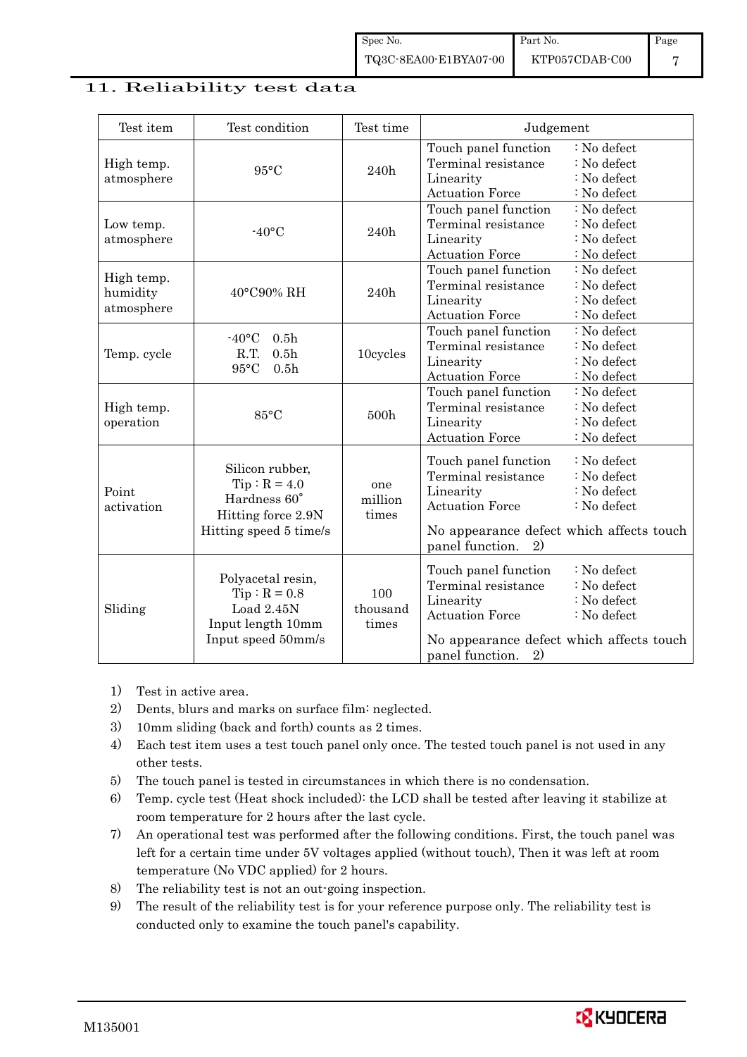## 11. Reliability test data

| Test item | Test condition | Test time | Judgement |
|---|---|---|---|
| High temp. atmosphere | 95°C | 240h | Touch panel function : No defect<br>Terminal resistance : No defect<br>Linearity : No defect<br>Actuation Force : No defect |
| Low temp. atmosphere | -40°C | 240h | Touch panel function : No defect<br>Terminal resistance : No defect<br>Linearity : No defect<br>Actuation Force : No defect |
| High temp. humidity atmosphere | 40°C90% RH | 240h | Touch panel function : No defect<br>Terminal resistance : No defect<br>Linearity : No defect<br>Actuation Force : No defect |
| Temp. cycle | -40°C 0.5h<br>R.T. 0.5h<br>95°C 0.5h | 10cycles | Touch panel function : No defect<br>Terminal resistance : No defect<br>Linearity : No defect<br>Actuation Force : No defect |
| High temp. operation | 85°C | 500h | Touch panel function : No defect<br>Terminal resistance : No defect<br>Linearity : No defect<br>Actuation Force : No defect |
| Point activation | Silicon rubber,<br>Tip : R = 4.0<br>Hardness 60°<br>Hitting force 2.9N<br>Hitting speed 5 time/s | one million times | Touch panel function : No defect<br>Terminal resistance : No defect<br>Linearity : No defect<br>Actuation Force : No defect<br><br>No appearance defect which affects touch panel function. 2) |
| Sliding | Polyacetal resin,<br>Tip : R = 0.8<br>Load 2.45N<br>Input length 10mm<br>Input speed 50mm/s | 100 thousand times | Touch panel function : No defect<br>Terminal resistance : No defect<br>Linearity : No defect<br>Actuation Force : No defect<br><br>No appearance defect which affects touch panel function. 2) |

1) Test in active area.
2) Dents, blurs and marks on surface film: neglected.
3) 10mm sliding (back and forth) counts as 2 times.
4) Each test item uses a test touch panel only once. The tested touch panel is not used in any other tests.
5) The touch panel is tested in circumstances in which there is no condensation.
6) Temp. cycle test (Heat shock included): the LCD shall be tested after leaving it stabilize at room temperature for 2 hours after the last cycle.
7) An operational test was performed after the following conditions. First, the touch panel was left for a certain time under 5V voltages applied (without touch), Then it was left at room temperature (No VDC applied) for 2 hours.
8) The reliability test is not an out-going inspection.
9) The result of the reliability test is for your reference purpose only. The reliability test is conducted only to examine the touch panel's capability.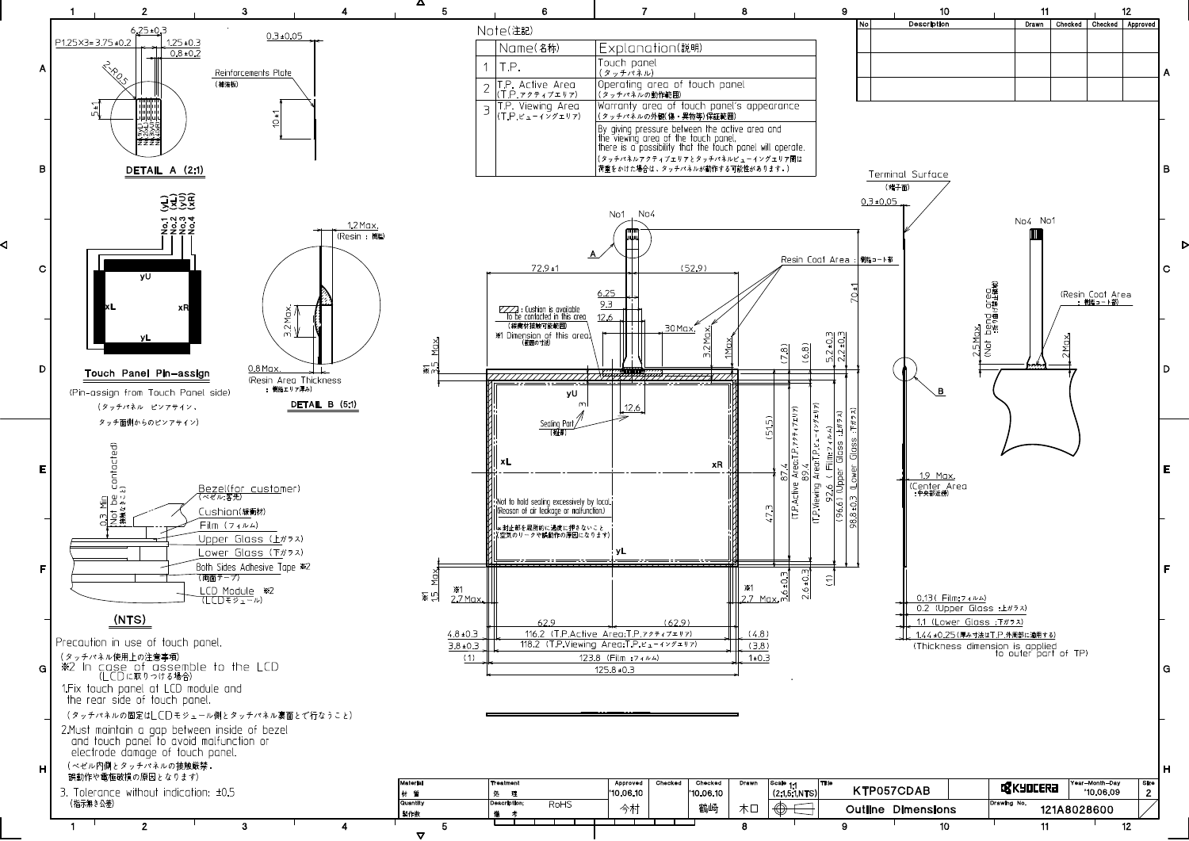## Note(注記)

| | Name(名称) | Explanation(説明) |
|---|---|---|
| 1 | T.P. | Touch panel (タッチパネル) |
| 2 | T.P. Active Area (T.P.アクティブエリア) | Operating area of touch panel (タッチパネルの動作範囲) |
| 3 | T.P. Viewing Area (T.P.ビューイングエリア) | Warranty area of touch panel's appearance (タッチパネルの外観(傷・異物等)保証範囲) |
| | | By giving pressure between the active area and the viewing area of the touch panel, there is a possibility that the touch panel will operate. (タッチパネルアクティブエリアとタッチパネルビューイングエリア間は荷重をかけた場合は、タッチパネルが動作する可能性があります。) |

| No | Description | Drawn | Checked | Checked | Approved |
|---|---|---|---|---|---|
| | | | | | |
| | | | | | |
| | | | | | |

DETAIL A (2:1)

P1.25×3=3.75±0.2　6.25±0.3　1.25±0.3　0.8±0.2　2-R0.5　5±1　0.3±0.05　Reinforcements Plate (補強板)　10±1

No.1 (yL)　No.2 (xL)　No.3 (yU)　No.4 (xR)

### Touch Panel Pin-assign

(Pin-assign from Touch Panel side)

(タッチパネル ピンアサイン、タッチ面側からのピンアサイン)

DETAIL B (5:1)

1.2 Max. (Resin : 樹脂)　3.2 Max.　0.8 Max. (Resin Area Thickness : 樹脂エリア厚み)

Cushion is available to be contacted in this area (緩衝材接触可能範囲)

※1 Dimension of this area (範囲の寸法)

Sealing Part (封止部)

Not to hold sealing excessively by local. (Reason of air leakage or malfunction.)

※封止部を局所的に過度に押さないこと (空気のリークや誤動作の原因になります)

Resin Coat Area : 樹脂コート部

Terminal Surface (端子面)

Not bend area (折り曲げ禁止領域)

Dimensions: 72.9±1, (52.9), 6.25, 9.3, 12.6, 30 Max., 3.2 Max., 1 Max., 70±1, (7.8), (6.8), 5.2±0.3, 2.2±0.3, (51.5), 47.3, 87.4 (T.P.Active Area:T.P.アクティブエリア), 89.4 (T.P.Viewing Area:T.P.ビューイングエリア), 92.6 (Film:フィルム), (96.6) (Upper Glass :上ガラス), 98.8±0.3 (Lower Glass :下ガラス), 3.6±0.3, 2.6±0.3, (1), ※1 3.5 Max., ※1 1.5 Max., ※1 2.7 Max., 62.9, (62.9), 4.8±0.3, 3.8±0.3, (1), 116.2 (T.P.Active Area:T.P.アクティブエリア), 118.2 (T.P.Viewing Area:T.P.ビューイングエリア), 123.8 (Film :フィルム), 125.8±0.3, (4.8), (3.8), 1±0.3, 2.5 Max., 2 Max., 0.3±0.05, 1.9 Max. (Center Area :中央部近傍)

0.13 (Film:フィルム)
0.2 (Upper Glass :上ガラス)
1.1 (Lower Glass :下ガラス)
1.44±0.25 (厚み寸法はT.P.外周部に適用する)
(Thickness dimension is applied to outer part of TP)

Bezel(for customer) (ベゼル:客先)
Cushion(緩衝材)
Film (フィルム)
Upper Glass (上ガラス)
Lower Glass (下ガラス)
Both Sides Adhesive Tape ※2 (両面テープ)
LCD Module ※2 (LCDモジュール)

0.3 Min (Not be contacted) (接触なきこと)

(NTS)

### Precaution in use of touch panel.

(タッチパネル使用上の注意事項)

※2 In case of assemble to the LCD (LCDに取りつける場合)

1. Fix touch panel at LCD module and the rear side of touch panel.
   (タッチパネルの固定はLCDモジュール側とタッチパネル裏面とで行なうこと)
2. Must maintain a gap between inside of bezel and touch panel to avoid malfunction or electrode damage of touch panel.
   (ベゼル内側とタッチパネルの接触厳禁。誤動作や電極破損の原因となります)
3. Tolerance without indication: ±0.5
   (指示無き公差)

| Material 材質 | Treatment 処理 | Approved | Checked | Checked | Drawn | Scale | Title | | Year-Month-Day | Size |
|---|---|---|---|---|---|---|---|---|---|---|
| | | '10.06.10 | | '10.06.10 | | 1:1 (2:1,5:1,NTS) | KTP057CDAB | KYOCERA | '10.06.09 | 2 |
| Quantity 製作数 | Description 備考 RoHS | 今村 | | 鶴崎 | 木口 | | Outline Dimensions | Drawing No. 121A8028600 | | |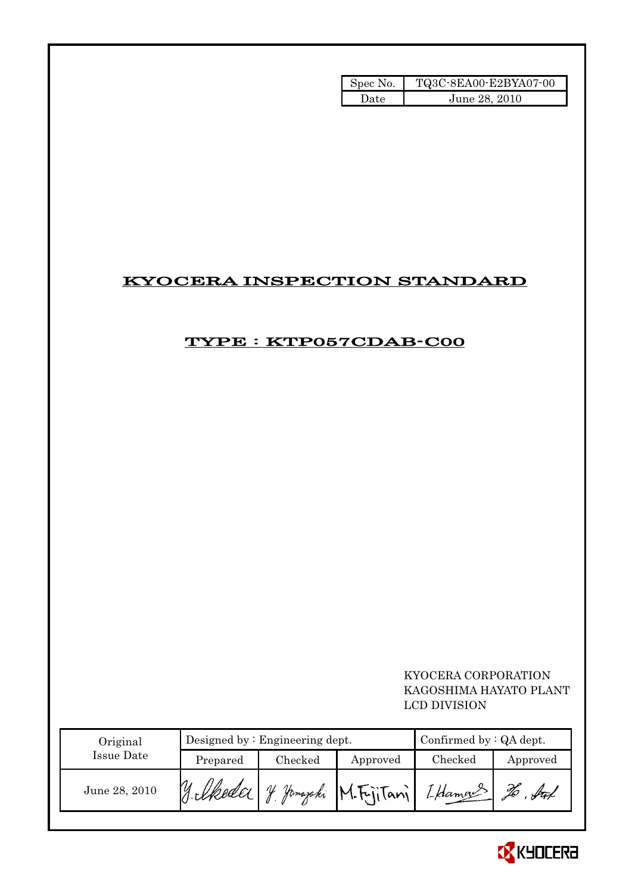| Spec No. | TQ3C-8EA00-E2BYA07-00 |
| --- | --- |
| Date | June 28, 2010 |

# KYOCERA INSPECTION STANDARD

## TYPE : KTP057CDAB-C00

KYOCERA CORPORATION
KAGOSHIMA HAYATO PLANT
LCD DIVISION

| Original Issue Date | Designed by : Engineering dept. | | | Confirmed by : QA dept. | |
| --- | --- | --- | --- | --- | --- |
| | Prepared | Checked | Approved | Checked | Approved |
| June 28, 2010 | Y. Ikeda | Y. Yamazaki | M. Fujitani | I. Hamaura | Ho. Sato |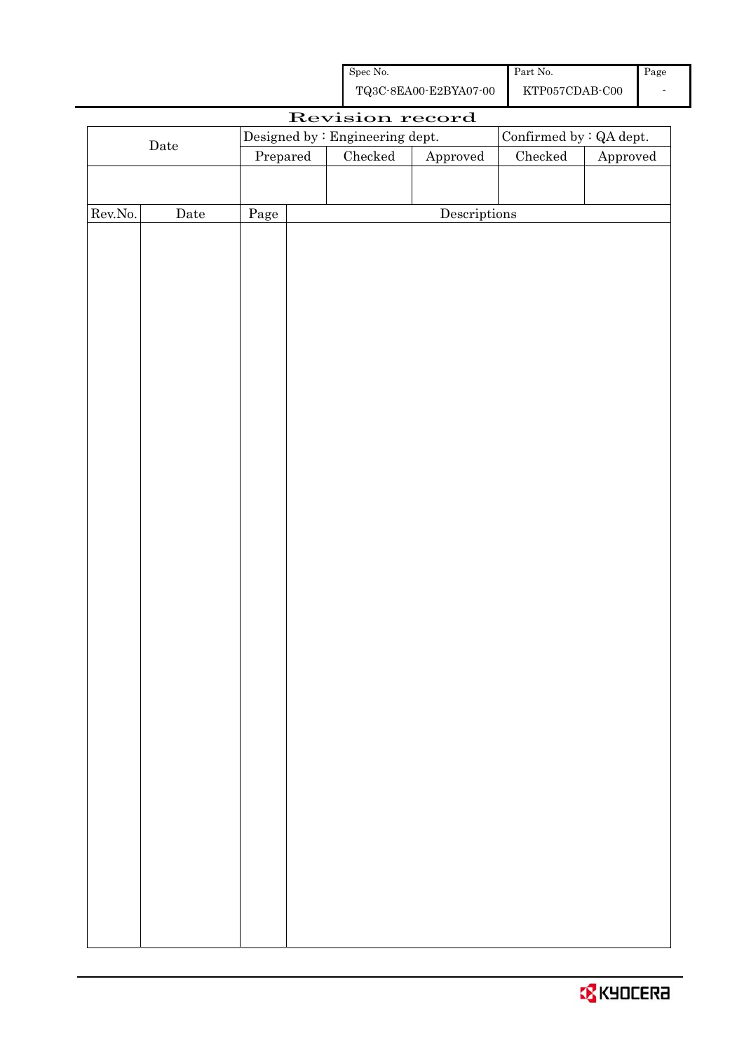| Spec No. | Part No. | Page |
| --- | --- | --- |
| TQ3C-8EA00-E2BYA07-00 | KTP057CDAB-C00 | - |

# Revision record

| Date | Designed by : Engineering dept. | | | Confirmed by : QA dept. | |
| --- | --- | --- | --- | --- | --- |
| | Prepared | Checked | Approved | Checked | Approved |
| | | | | | |

| Rev.No. | Date | Page | Descriptions |
| --- | --- | --- | --- |
| | | | |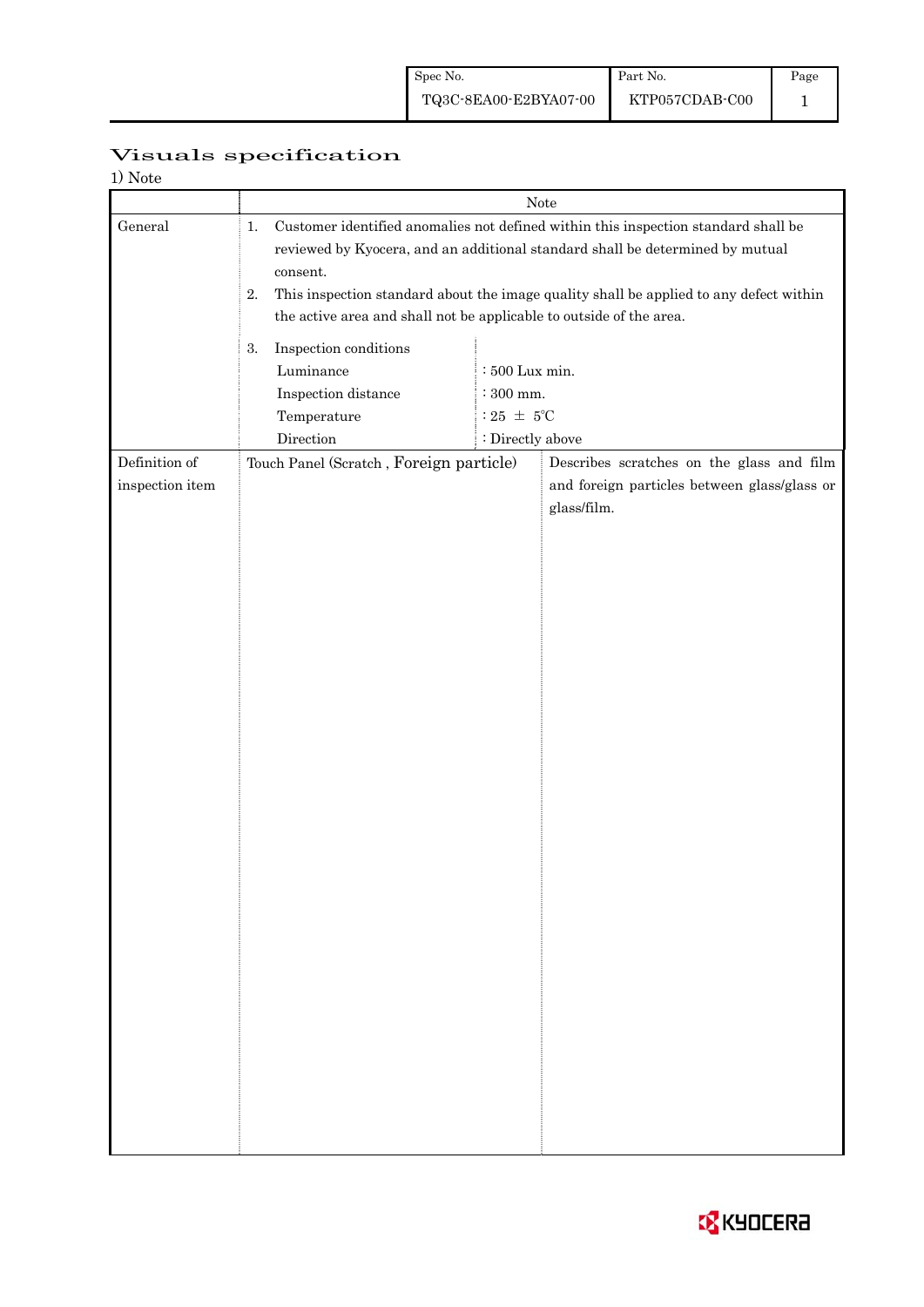# Visuals specification

1) Note

| | Note | |
|---|---|---|
| General | 1. Customer identified anomalies not defined within this inspection standard shall be reviewed by Kyocera, and an additional standard shall be determined by mutual consent.<br>2. This inspection standard about the image quality shall be applied to any defect within the active area and shall not be applicable to outside of the area.<br>3. Inspection conditions<br>Luminance : 500 Lux min.<br>Inspection distance : 300 mm.<br>Temperature : 25 ± 5℃<br>Direction : Directly above | |
| Definition of inspection item | Touch Panel (Scratch , Foreign particle) | Describes scratches on the glass and film and foreign particles between glass/glass or glass/film. |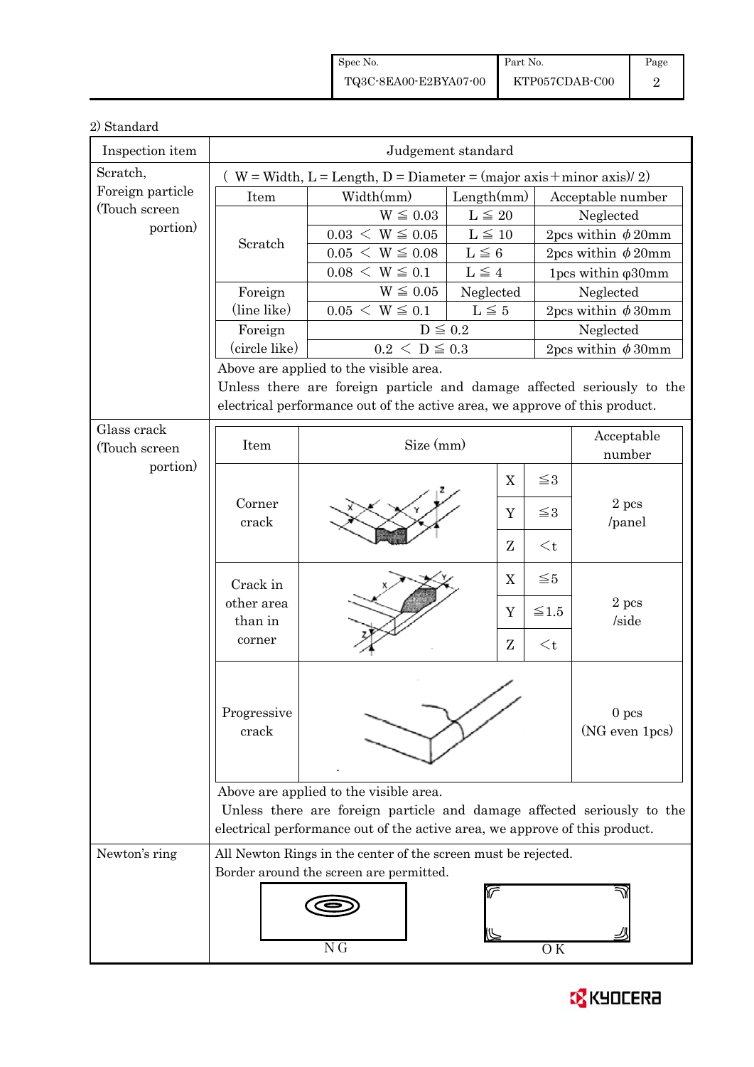2) Standard

| Inspection item | Judgement standard | | | |
|---|---|---|---|---|
| Scratch, Foreign particle (Touch screen portion) | ( W = Width, L = Length, D = Diameter = (major axis+minor axis)/ 2) | | | |
| | Item | Width(mm) | Length(mm) | Acceptable number |
| | Scratch | W ≦ 0.03 | L ≦ 20 | Neglected |
| | | 0.03 < W ≦ 0.05 | L ≦ 10 | 2pcs within ϕ20mm |
| | | 0.05 < W ≦ 0.08 | L ≦ 6 | 2pcs within ϕ20mm |
| | | 0.08 < W ≦ 0.1 | L ≦ 4 | 1pcs within φ30mm |
| | Foreign (line like) | W ≦ 0.05 | Neglected | Neglected |
| | | 0.05 < W ≦ 0.1 | L ≦ 5 | 2pcs within ϕ30mm |
| | Foreign (circle like) | D ≦ 0.2 | | Neglected |
| | | 0.2 < D ≦ 0.3 | | 2pcs within ϕ30mm |
| | Above are applied to the visible area. Unless there are foreign particle and damage affected seriously to the electrical performance out of the active area, we approve of this product. | | | |

| Inspection item | Item | Size (mm) | | Acceptable number |
|---|---|---|---|---|
| Glass crack (Touch screen portion) | Corner crack | X | ≦3 | 2 pcs /panel |
| | | Y | ≦3 | |
| | | Z | <t | |
| | Crack in other area than in corner | X | ≦5 | 2 pcs /side |
| | | Y | ≦1.5 | |
| | | Z | <t | |
| | Progressive crack | | | 0 pcs (NG even 1pcs) |
| | Above are applied to the visible area. Unless there are foreign particle and damage affected seriously to the electrical performance out of the active area, we approve of this product. | | | |

| Inspection item | Judgement standard |
|---|---|
| Newton's ring | All Newton Rings in the center of the screen must be rejected. Border around the screen are permitted. |

NG

OK